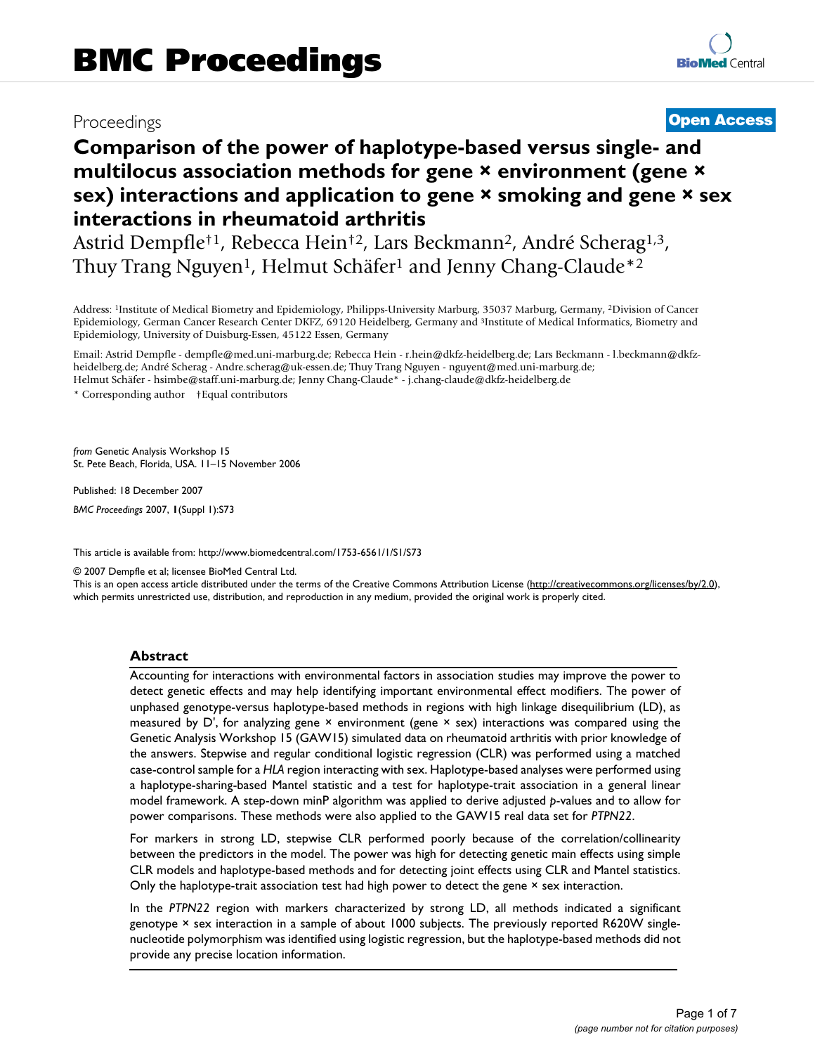Proceedings **Open Access**

# Comparison of the power of haplotype-based versus single- and multilocus association methods for gene × environment (gene × sex) interactions and application to gene × smoking and gene × sex interactions in rheumatoid arthritis

Astrid Dempfle†[1], Rebecca Hein†[2], Lars Beckmann[2], André Scherag[1,3], Thuy Trang Nguyen[1], Helmut Schäfer[1] and Jenny Chang-Claude*[2]

Address: [1]Institute of Medical Biometry and Epidemiology, Philipps-University Marburg, 35037 Marburg, Germany, [2]Division of Cancer Epidemiology, German Cancer Research Center DKFZ, 69120 Heidelberg, Germany and [3]Institute of Medical Informatics, Biometry and Epidemiology, University of Duisburg-Essen, 45122 Essen, Germany

Email: Astrid Dempfle - dempfle@med.uni-marburg.de; Rebecca Hein - r.hein@dkfz-heidelberg.de; Lars Beckmann - l.beckmann@dkfz-heidelberg.de; André Scherag - Andre.scherag@uk-essen.de; Thuy Trang Nguyen - nguyent@med.uni-marburg.de; Helmut Schäfer - hsimbe@staff.uni-marburg.de; Jenny Chang-Claude* - j.chang-claude@dkfz-heidelberg.de

\* Corresponding author †Equal contributors

*from* Genetic Analysis Workshop 15
St. Pete Beach, Florida, USA. 11–15 November 2006

Published: 18 December 2007

*BMC Proceedings* 2007, **1**(Suppl 1):S73

This article is available from: http://www.biomedcentral.com/1753-6561/1/S1/S73

© 2007 Dempfle et al; licensee BioMed Central Ltd.
This is an open access article distributed under the terms of the Creative Commons Attribution License (http://creativecommons.org/licenses/by/2.0), which permits unrestricted use, distribution, and reproduction in any medium, provided the original work is properly cited.

## Abstract

Accounting for interactions with environmental factors in association studies may improve the power to detect genetic effects and may help identifying important environmental effect modifiers. The power of unphased genotype-versus haplotype-based methods in regions with high linkage disequilibrium (LD), as measured by D', for analyzing gene × environment (gene × sex) interactions was compared using the Genetic Analysis Workshop 15 (GAW15) simulated data on rheumatoid arthritis with prior knowledge of the answers. Stepwise and regular conditional logistic regression (CLR) was performed using a matched case-control sample for a *HLA* region interacting with sex. Haplotype-based analyses were performed using a haplotype-sharing-based Mantel statistic and a test for haplotype-trait association in a general linear model framework. A step-down minP algorithm was applied to derive adjusted *p*-values and to allow for power comparisons. These methods were also applied to the GAW15 real data set for *PTPN22*.

For markers in strong LD, stepwise CLR performed poorly because of the correlation/collinearity between the predictors in the model. The power was high for detecting genetic main effects using simple CLR models and haplotype-based methods and for detecting joint effects using CLR and Mantel statistics. Only the haplotype-trait association test had high power to detect the gene × sex interaction.

In the *PTPN22* region with markers characterized by strong LD, all methods indicated a significant genotype × sex interaction in a sample of about 1000 subjects. The previously reported R620W single-nucleotide polymorphism was identified using logistic regression, but the haplotype-based methods did not provide any precise location information.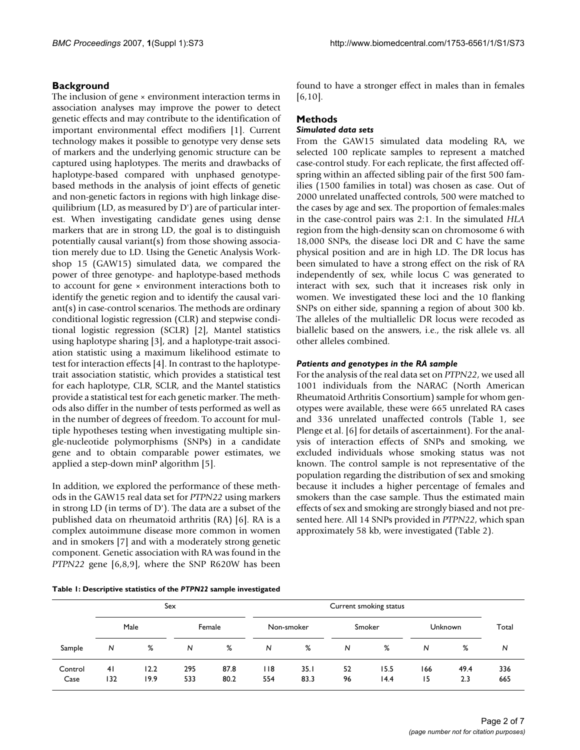## Background

The inclusion of gene × environment interaction terms in association analyses may improve the power to detect genetic effects and may contribute to the identification of important environmental effect modifiers [1]. Current technology makes it possible to genotype very dense sets of markers and the underlying genomic structure can be captured using haplotypes. The merits and drawbacks of haplotype-based compared with unphased genotype-based methods in the analysis of joint effects of genetic and non-genetic factors in regions with high linkage disequilibrium (LD, as measured by D') are of particular interest. When investigating candidate genes using dense markers that are in strong LD, the goal is to distinguish potentially causal variant(s) from those showing association merely due to LD. Using the Genetic Analysis Workshop 15 (GAW15) simulated data, we compared the power of three genotype- and haplotype-based methods to account for gene × environment interactions both to identify the genetic region and to identify the causal variant(s) in case-control scenarios. The methods are ordinary conditional logistic regression (CLR) and stepwise conditional logistic regression (SCLR) [2], Mantel statistics using haplotype sharing [3], and a haplotype-trait association statistic using a maximum likelihood estimate to test for interaction effects [4]. In contrast to the haplotype-trait association statistic, which provides a statistical test for each haplotype, CLR, SCLR, and the Mantel statistics provide a statistical test for each genetic marker. The methods also differ in the number of tests performed as well as in the number of degrees of freedom. To account for multiple hypotheses testing when investigating multiple single-nucleotide polymorphisms (SNPs) in a candidate gene and to obtain comparable power estimates, we applied a step-down minP algorithm [5].

In addition, we explored the performance of these methods in the GAW15 real data set for *PTPN22* using markers in strong LD (in terms of D'). The data are a subset of the published data on rheumatoid arthritis (RA) [6]. RA is a complex autoimmune disease more common in women and in smokers [7] and with a moderately strong genetic component. Genetic association with RA was found in the *PTPN22* gene [6,8,9], where the SNP R620W has been found to have a stronger effect in males than in females [6,10].

## Methods

### *Simulated data sets*

From the GAW15 simulated data modeling RA, we selected 100 replicate samples to represent a matched case-control study. For each replicate, the first affected offspring within an affected sibling pair of the first 500 families (1500 families in total) was chosen as case. Out of 2000 unrelated unaffected controls, 500 were matched to the cases by age and sex. The proportion of females:males in the case-control pairs was 2:1. In the simulated *HLA* region from the high-density scan on chromosome 6 with 18,000 SNPs, the disease loci DR and C have the same physical position and are in high LD. The DR locus has been simulated to have a strong effect on the risk of RA independently of sex, while locus C was generated to interact with sex, such that it increases risk only in women. We investigated these loci and the 10 flanking SNPs on either side, spanning a region of about 300 kb. The alleles of the multiallelic DR locus were recoded as biallelic based on the answers, i.e., the risk allele vs. all other alleles combined.

### *Patients and genotypes in the RA sample*

For the analysis of the real data set on *PTPN22*, we used all 1001 individuals from the NARAC (North American Rheumatoid Arthritis Consortium) sample for whom genotypes were available, these were 665 unrelated RA cases and 336 unrelated unaffected controls (Table 1, see Plenge et al. [6] for details of ascertainment). For the analysis of interaction effects of SNPs and smoking, we excluded individuals whose smoking status was not known. The control sample is not representative of the population regarding the distribution of sex and smoking because it includes a higher percentage of females and smokers than the case sample. Thus the estimated main effects of sex and smoking are strongly biased and not presented here. All 14 SNPs provided in *PTPN22*, which span approximately 58 kb, were investigated (Table 2).

**Table 1: Descriptive statistics of the *PTPN22* sample investigated**

| | Sex | | | | Current smoking status | | | | | | |
|---|---|---|---|---|---|---|---|---|---|---|---|
| | Male | | Female | | Non-smoker | | Smoker | | Unknown | | Total |
| Sample | *N* | % | *N* | % | *N* | % | *N* | % | *N* | % | *N* |
| Control | 41 | 12.2 | 295 | 87.8 | 118 | 35.1 | 52 | 15.5 | 166 | 49.4 | 336 |
| Case | 132 | 19.9 | 533 | 80.2 | 554 | 83.3 | 96 | 14.4 | 15 | 2.3 | 665 |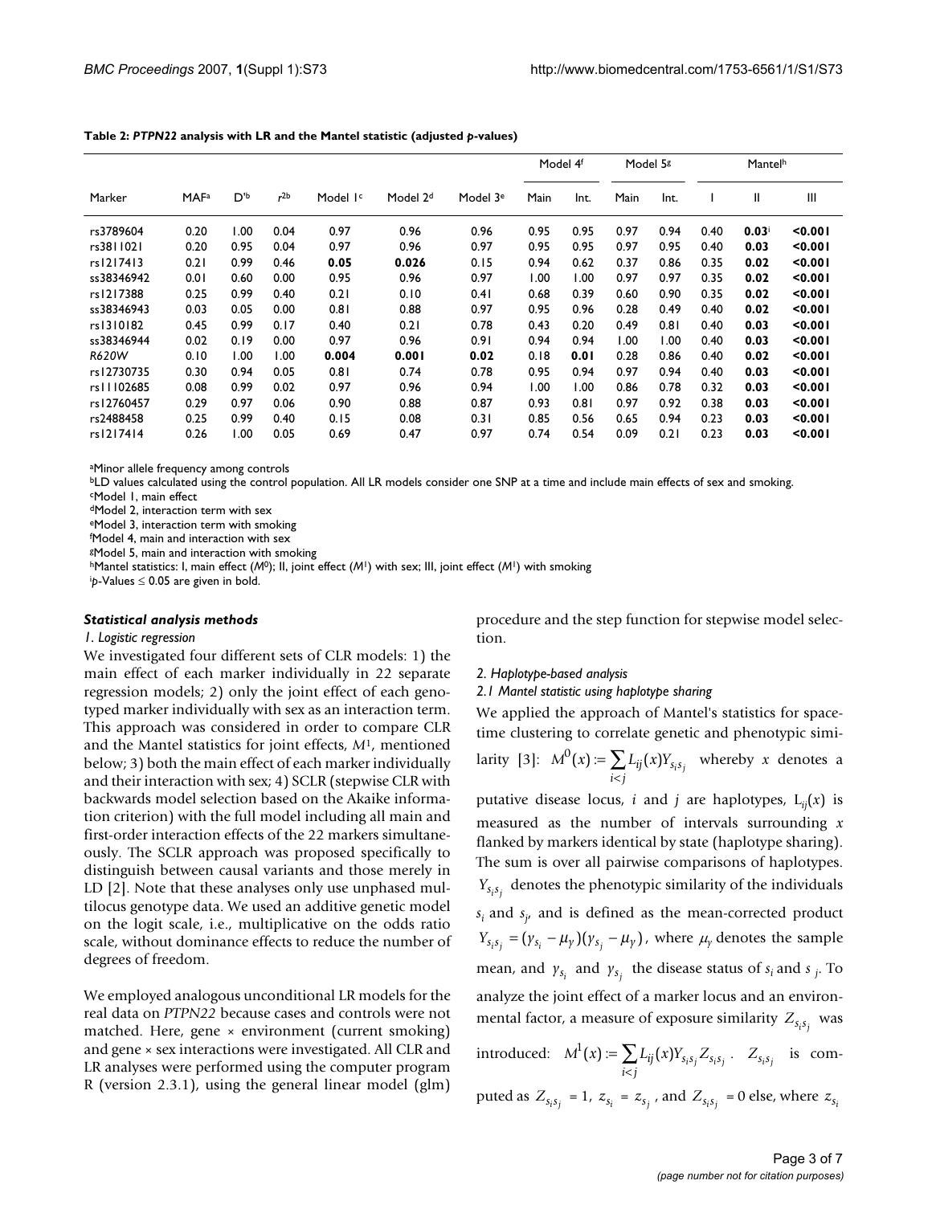**Table 2: *PTPN22* analysis with LR and the Mantel statistic (adjusted *p*-values)**

| Marker | MAF[a] | D'[b] | $r^2$[b] | Model 1[c] | Model 2[d] | Model 3[e] | Model 4[f] | | Model 5[g] | | Mantel[h] | | |
|---|---|---|---|---|---|---|---|---|---|---|---|---|---|
| | | | | | | | Main | Int. | Main | Int. | I | II | III |
| rs3789604 | 0.20 | 1.00 | 0.04 | 0.97 | 0.96 | 0.96 | 0.95 | 0.95 | 0.97 | 0.94 | 0.40 | **0.03**[i] | **<0.001** |
| rs3811021 | 0.20 | 0.95 | 0.04 | 0.97 | 0.96 | 0.97 | 0.95 | 0.95 | 0.97 | 0.95 | 0.40 | **0.03** | **<0.001** |
| rs1217413 | 0.21 | 0.99 | 0.46 | **0.05** | **0.026** | 0.15 | 0.94 | 0.62 | 0.37 | 0.86 | 0.35 | **0.02** | **<0.001** |
| ss38346942 | 0.01 | 0.60 | 0.00 | 0.95 | 0.96 | 0.97 | 1.00 | 1.00 | 0.97 | 0.97 | 0.35 | **0.02** | **<0.001** |
| rs1217388 | 0.25 | 0.99 | 0.40 | 0.21 | 0.10 | 0.41 | 0.68 | 0.39 | 0.60 | 0.90 | 0.35 | **0.02** | **<0.001** |
| ss38346943 | 0.03 | 0.05 | 0.00 | 0.81 | 0.88 | 0.97 | 0.95 | 0.96 | 0.28 | 0.49 | 0.40 | **0.02** | **<0.001** |
| rs1310182 | 0.45 | 0.99 | 0.17 | 0.40 | 0.21 | 0.78 | 0.43 | 0.20 | 0.49 | 0.81 | 0.40 | **0.03** | **<0.001** |
| ss38346944 | 0.02 | 0.19 | 0.00 | 0.97 | 0.96 | 0.91 | 0.94 | 0.94 | 1.00 | 1.00 | 0.40 | **0.03** | **<0.001** |
| *R620W* | 0.10 | 1.00 | 1.00 | **0.004** | **0.001** | **0.02** | 0.18 | **0.01** | 0.28 | 0.86 | 0.40 | **0.02** | **<0.001** |
| rs12730735 | 0.30 | 0.94 | 0.05 | 0.81 | 0.74 | 0.78 | 0.95 | 0.94 | 0.97 | 0.94 | 0.40 | **0.03** | **<0.001** |
| rs11102685 | 0.08 | 0.99 | 0.02 | 0.97 | 0.96 | 0.94 | 1.00 | 1.00 | 0.86 | 0.78 | 0.32 | **0.03** | **<0.001** |
| rs12760457 | 0.29 | 0.97 | 0.06 | 0.90 | 0.88 | 0.87 | 0.93 | 0.81 | 0.97 | 0.92 | 0.38 | **0.03** | **<0.001** |
| rs2488458 | 0.25 | 0.99 | 0.40 | 0.15 | 0.08 | 0.31 | 0.85 | 0.56 | 0.65 | 0.94 | 0.23 | **0.03** | **<0.001** |
| rs1217414 | 0.26 | 1.00 | 0.05 | 0.69 | 0.47 | 0.97 | 0.74 | 0.54 | 0.09 | 0.21 | 0.23 | **0.03** | **<0.001** |

[a]Minor allele frequency among controls
[b]LD values calculated using the control population. All LR models consider one SNP at a time and include main effects of sex and smoking.
[c]Model 1, main effect
[d]Model 2, interaction term with sex
[e]Model 3, interaction term with smoking
[f]Model 4, main and interaction with sex
[g]Model 5, main and interaction with smoking
[h]Mantel statistics: I, main effect ($M^0$); II, joint effect ($M^1$) with sex; III, joint effect ($M^1$) with smoking
[i]*p*-Values ≤ 0.05 are given in bold.

### *Statistical analysis methods*

#### *1. Logistic regression*

We investigated four different sets of CLR models: 1) the main effect of each marker individually in 22 separate regression models; 2) only the joint effect of each genotyped marker individually with sex as an interaction term. This approach was considered in order to compare CLR and the Mantel statistics for joint effects, $M^1$, mentioned below; 3) both the main effect of each marker individually and their interaction with sex; 4) SCLR (stepwise CLR with backwards model selection based on the Akaike information criterion) with the full model including all main and first-order interaction effects of the 22 markers simultaneously. The SCLR approach was proposed specifically to distinguish between causal variants and those merely in LD [2]. Note that these analyses only use unphased multilocus genotype data. We used an additive genetic model on the logit scale, i.e., multiplicative on the odds ratio scale, without dominance effects to reduce the number of degrees of freedom.

We employed analogous unconditional LR models for the real data on *PTPN22* because cases and controls were not matched. Here, gene × environment (current smoking) and gene × sex interactions were investigated. All CLR and LR analyses were performed using the computer program R (version 2.3.1), using the general linear model (glm) procedure and the step function for stepwise model selection.

#### *2. Haplotype-based analysis*

#### *2.1 Mantel statistic using haplotype sharing*

We applied the approach of Mantel's statistics for space-time clustering to correlate genetic and phenotypic similarity [3]: $M^0(x) := \sum_{i<j} L_{ij}(x) Y_{s_i s_j}$ whereby $x$ denotes a putative disease locus, $i$ and $j$ are haplotypes, $L_{ij}(x)$ is measured as the number of intervals surrounding $x$ flanked by markers identical by state (haplotype sharing). The sum is over all pairwise comparisons of haplotypes. $Y_{s_i s_j}$ denotes the phenotypic similarity of the individuals $s_i$ and $s_j$, and is defined as the mean-corrected product $Y_{s_i s_j} = (y_{s_i} - \mu_y)(y_{s_j} - \mu_y)$, where $\mu_y$ denotes the sample mean, and $y_{s_i}$ and $y_{s_j}$ the disease status of $s_i$ and $s_j$. To analyze the joint effect of a marker locus and an environmental factor, a measure of exposure similarity $Z_{s_i s_j}$ was introduced: $M^1(x) := \sum_{i<j} L_{ij}(x) Y_{s_i s_j} Z_{s_i s_j}$. $Z_{s_i s_j}$ is computed as $Z_{s_i s_j} = 1$, $z_{s_i} = z_{s_j}$, and $Z_{s_i s_j} = 0$ else, where $z_{s_i}$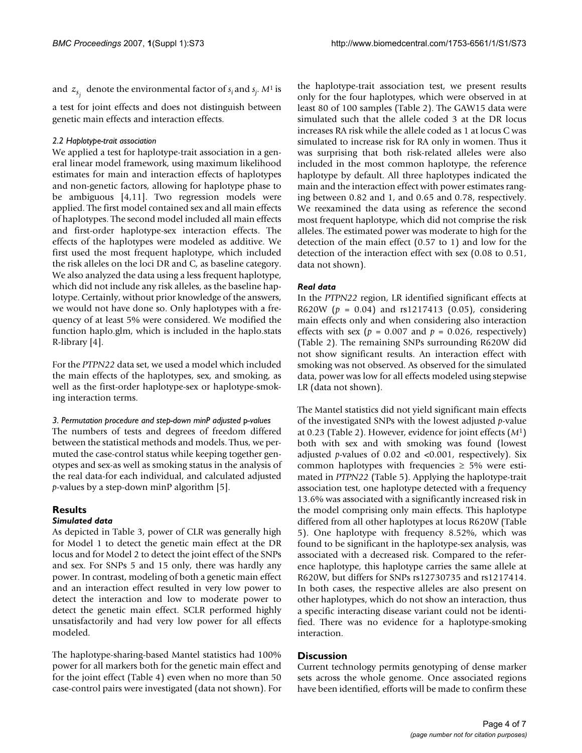and $z_{s_j}$ denote the environmental factor of $s_i$ and $s_j$. $M^1$ is a test for joint effects and does not distinguish between genetic main effects and interaction effects.

#### *2.2 Haplotype-trait association*

We applied a test for haplotype-trait association in a general linear model framework, using maximum likelihood estimates for main and interaction effects of haplotypes and non-genetic factors, allowing for haplotype phase to be ambiguous [4,11]. Two regression models were applied. The first model contained sex and all main effects of haplotypes. The second model included all main effects and first-order haplotype-sex interaction effects. The effects of the haplotypes were modeled as additive. We first used the most frequent haplotype, which included the risk alleles on the loci DR and C, as baseline category. We also analyzed the data using a less frequent haplotype, which did not include any risk alleles, as the baseline haplotype. Certainly, without prior knowledge of the answers, we would not have done so. Only haplotypes with a frequency of at least 5% were considered. We modified the function haplo.glm, which is included in the haplo.stats R-library [4].

For the *PTPN22* data set, we used a model which included the main effects of the haplotypes, sex, and smoking, as well as the first-order haplotype-sex or haplotype-smoking interaction terms.

#### *3. Permutation procedure and step-down minP adjusted p-values*

The numbers of tests and degrees of freedom differed between the statistical methods and models. Thus, we permuted the case-control status while keeping together genotypes and sex-as well as smoking status in the analysis of the real data-for each individual, and calculated adjusted *p*-values by a step-down minP algorithm [5].

## Results

### *Simulated data*

As depicted in Table 3, power of CLR was generally high for Model 1 to detect the genetic main effect at the DR locus and for Model 2 to detect the joint effect of the SNPs and sex. For SNPs 5 and 15 only, there was hardly any power. In contrast, modeling of both a genetic main effect and an interaction effect resulted in very low power to detect the interaction and low to moderate power to detect the genetic main effect. SCLR performed highly unsatisfactorily and had very low power for all effects modeled.

The haplotype-sharing-based Mantel statistics had 100% power for all markers both for the genetic main effect and for the joint effect (Table 4) even when no more than 50 case-control pairs were investigated (data not shown). For the haplotype-trait association test, we present results only for the four haplotypes, which were observed in at least 80 of 100 samples (Table 2). The GAW15 data were simulated such that the allele coded 3 at the DR locus increases RA risk while the allele coded as 1 at locus C was simulated to increase risk for RA only in women. Thus it was surprising that both risk-related alleles were also included in the most common haplotype, the reference haplotype by default. All three haplotypes indicated the main and the interaction effect with power estimates ranging between 0.82 and 1, and 0.65 and 0.78, respectively. We reexamined the data using as reference the second most frequent haplotype, which did not comprise the risk alleles. The estimated power was moderate to high for the detection of the main effect (0.57 to 1) and low for the detection of the interaction effect with sex (0.08 to 0.51, data not shown).

### *Real data*

In the *PTPN22* region, LR identified significant effects at R620W ($p$ = 0.04) and rs1217413 (0.05), considering main effects only and when considering also interaction effects with sex ($p$ = 0.007 and $p$ = 0.026, respectively) (Table 2). The remaining SNPs surrounding R620W did not show significant results. An interaction effect with smoking was not observed. As observed for the simulated data, power was low for all effects modeled using stepwise LR (data not shown).

The Mantel statistics did not yield significant main effects of the investigated SNPs with the lowest adjusted *p*-value at 0.23 (Table 2). However, evidence for joint effects ($M^1$) both with sex and with smoking was found (lowest adjusted *p*-values of 0.02 and <0.001, respectively). Six common haplotypes with frequencies ≥ 5% were estimated in *PTPN22* (Table 5). Applying the haplotype-trait association test, one haplotype detected with a frequency 13.6% was associated with a significantly increased risk in the model comprising only main effects. This haplotype differed from all other haplotypes at locus R620W (Table 5). One haplotype with frequency 8.52%, which was found to be significant in the haplotype-sex analysis, was associated with a decreased risk. Compared to the reference haplotype, this haplotype carries the same allele at R620W, but differs for SNPs rs12730735 and rs1217414. In both cases, the respective alleles are also present on other haplotypes, which do not show an interaction, thus a specific interacting disease variant could not be identified. There was no evidence for a haplotype-smoking interaction.

## Discussion

Current technology permits genotyping of dense marker sets across the whole genome. Once associated regions have been identified, efforts will be made to confirm these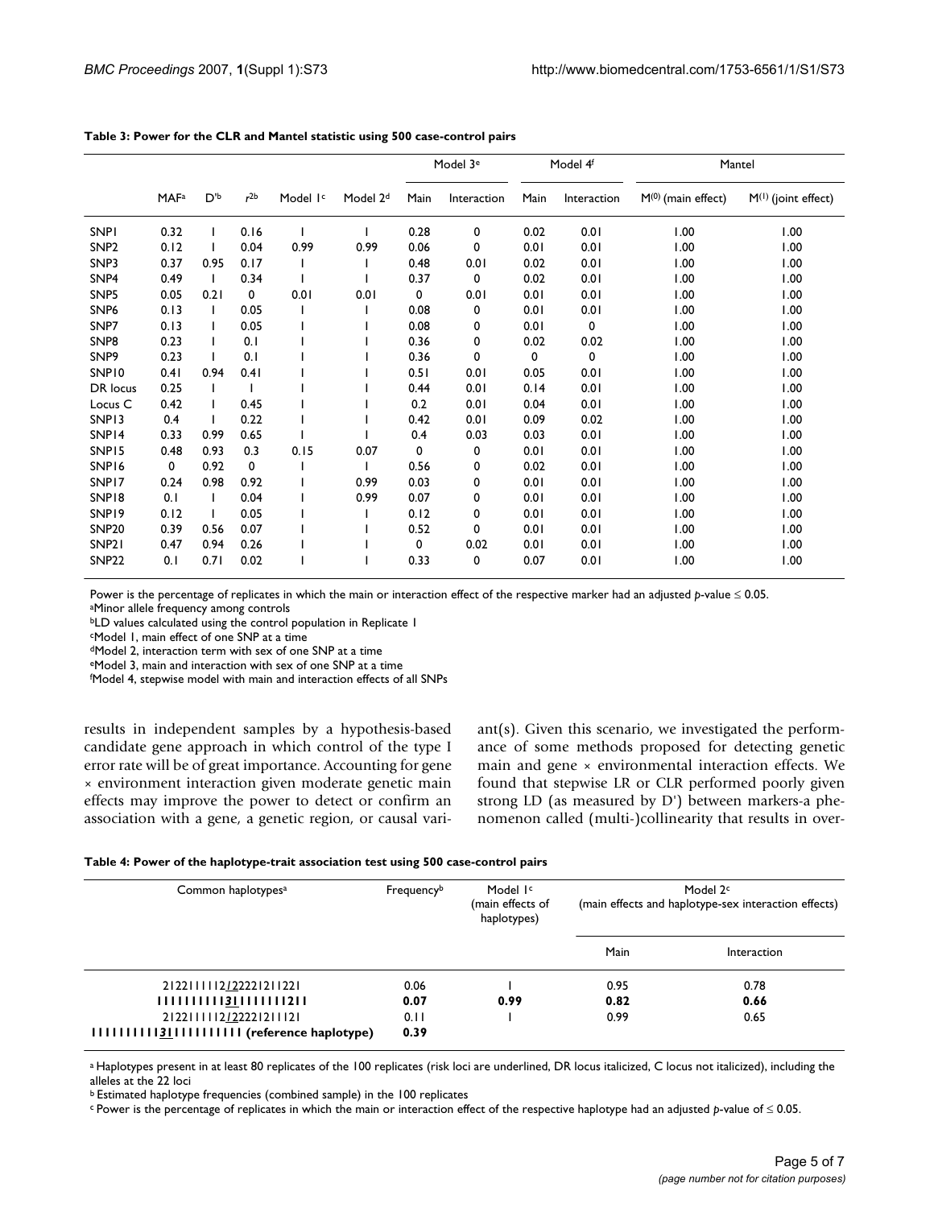**Table 3: Power for the CLR and Mantel statistic using 500 case-control pairs**

| | MAF[a] | D'[b] | $r^2$[b] | Model 1[c] | Model 2[d] | Model 3[e] | | Model 4[f] | | Mantel | |
|---|---|---|---|---|---|---|---|---|---|---|---|
| | | | | | | Main | Interaction | Main | Interaction | $M^{(0)}$ (main effect) | $M^{(1)}$ (joint effect) |
| SNP1 | 0.32 | 1 | 0.16 | 1 | 1 | 0.28 | 0 | 0.02 | 0.01 | 1.00 | 1.00 |
| SNP2 | 0.12 | 1 | 0.04 | 0.99 | 0.99 | 0.06 | 0 | 0.01 | 0.01 | 1.00 | 1.00 |
| SNP3 | 0.37 | 0.95 | 0.17 | 1 | 1 | 0.48 | 0.01 | 0.02 | 0.01 | 1.00 | 1.00 |
| SNP4 | 0.49 | 1 | 0.34 | 1 | 1 | 0.37 | 0 | 0.02 | 0.01 | 1.00 | 1.00 |
| SNP5 | 0.05 | 0.21 | 0 | 0.01 | 0.01 | 0 | 0.01 | 0.01 | 0.01 | 1.00 | 1.00 |
| SNP6 | 0.13 | 1 | 0.05 | 1 | 1 | 0.08 | 0 | 0.01 | 0.01 | 1.00 | 1.00 |
| SNP7 | 0.13 | 1 | 0.05 | 1 | 1 | 0.08 | 0 | 0.01 | 0 | 1.00 | 1.00 |
| SNP8 | 0.23 | 1 | 0.1 | 1 | 1 | 0.36 | 0 | 0.02 | 0.02 | 1.00 | 1.00 |
| SNP9 | 0.23 | 1 | 0.1 | 1 | 1 | 0.36 | 0 | 0 | 0 | 1.00 | 1.00 |
| SNP10 | 0.41 | 0.94 | 0.41 | 1 | 1 | 0.51 | 0.01 | 0.05 | 0.01 | 1.00 | 1.00 |
| DR locus | 0.25 | 1 | 1 | 1 | 1 | 0.44 | 0.01 | 0.14 | 0.01 | 1.00 | 1.00 |
| Locus C | 0.42 | 1 | 0.45 | 1 | 1 | 0.2 | 0.01 | 0.04 | 0.01 | 1.00 | 1.00 |
| SNP13 | 0.4 | 1 | 0.22 | 1 | 1 | 0.42 | 0.01 | 0.09 | 0.02 | 1.00 | 1.00 |
| SNP14 | 0.33 | 0.99 | 0.65 | 1 | 1 | 0.4 | 0.03 | 0.03 | 0.01 | 1.00 | 1.00 |
| SNP15 | 0.48 | 0.93 | 0.3 | 0.15 | 0.07 | 0 | 0 | 0.01 | 0.01 | 1.00 | 1.00 |
| SNP16 | 0 | 0.92 | 0 | 1 | 1 | 0.56 | 0 | 0.02 | 0.01 | 1.00 | 1.00 |
| SNP17 | 0.24 | 0.98 | 0.92 | 1 | 0.99 | 0.03 | 0 | 0.01 | 0.01 | 1.00 | 1.00 |
| SNP18 | 0.1 | 1 | 0.04 | 1 | 0.99 | 0.07 | 0 | 0.01 | 0.01 | 1.00 | 1.00 |
| SNP19 | 0.12 | 1 | 0.05 | 1 | 1 | 0.12 | 0 | 0.01 | 0.01 | 1.00 | 1.00 |
| SNP20 | 0.39 | 0.56 | 0.07 | 1 | 1 | 0.52 | 0 | 0.01 | 0.01 | 1.00 | 1.00 |
| SNP21 | 0.47 | 0.94 | 0.26 | 1 | 1 | 0 | 0.02 | 0.01 | 0.01 | 1.00 | 1.00 |
| SNP22 | 0.1 | 0.71 | 0.02 | 1 | 1 | 0.33 | 0 | 0.07 | 0.01 | 1.00 | 1.00 |

Power is the percentage of replicates in which the main or interaction effect of the respective marker had an adjusted $p$-value $\leq 0.05$.
[a]Minor allele frequency among controls
[b]LD values calculated using the control population in Replicate 1
[c]Model 1, main effect of one SNP at a time
[d]Model 2, interaction term with sex of one SNP at a time
[e]Model 3, main and interaction with sex of one SNP at a time
[f]Model 4, stepwise model with main and interaction effects of all SNPs

results in independent samples by a hypothesis-based candidate gene approach in which control of the type I error rate will be of great importance. Accounting for gene × environment interaction given moderate genetic main effects may improve the power to detect or confirm an association with a gene, a genetic region, or causal variant(s). Given this scenario, we investigated the performance of some methods proposed for detecting genetic main and gene × environmental interaction effects. We found that stepwise LR or CLR performed poorly given strong LD (as measured by D') between markers-a phenomenon called (multi-)collinearity that results in over-

**Table 4: Power of the haplotype-trait association test using 500 case-control pairs**

| Common haplotypes[a] | Frequency[b] | Model 1[c] (main effects of haplotypes) | Model 2[c] (main effects and haplotype-sex interaction effects) | |
|---|---|---|---|---|
| | | | Main | Interaction |
| 2122111112*1*2222121122 1 | 0.06 | 1 | 0.95 | 0.78 |
| **1111111111<u>31</u>11111111211** | **0.07** | **0.99** | **0.82** | **0.66** |
| 2122111112*1*2222121112 1 | 0.11 | 1 | 0.99 | 0.65 |
| **1111111111<u>31</u>1111111111 (reference haplotype)** | **0.39** | | | |

[a] Haplotypes present in at least 80 replicates of the 100 replicates (risk loci are underlined, DR locus italicized, C locus not italicized), including the alleles at the 22 loci
[b] Estimated haplotype frequencies (combined sample) in the 100 replicates
[c] Power is the percentage of replicates in which the main or interaction effect of the respective haplotype had an adjusted $p$-value of $\leq 0.05$.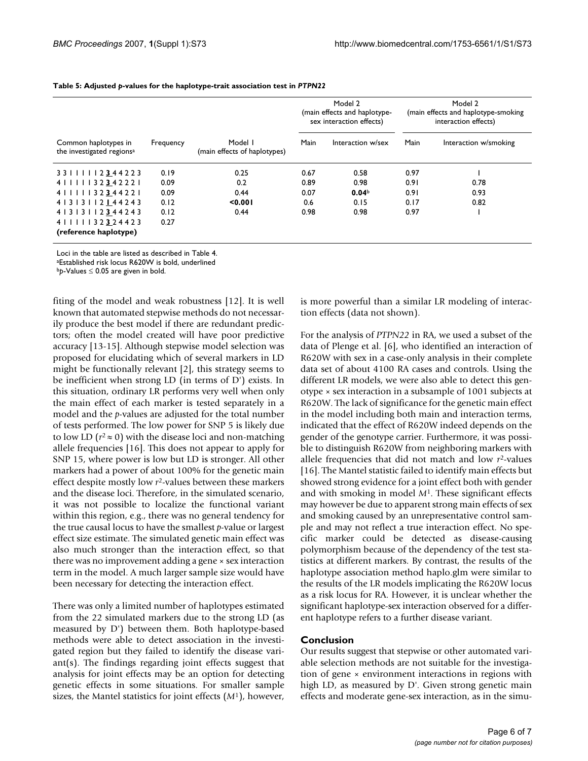**Table 5: Adjusted *p*-values for the haplotype-trait association test in *PTPN22***

| Common haplotypes in the investigated regions[a] | Frequency | Model 1 (main effects of haplotypes) | Model 2 (main effects and haplotype-sex interaction effects) | | Model 2 (main effects and haplotype-smoking interaction effects) | |
|---|---|---|---|---|---|---|
| | | | Main | Interaction w/sex | Main | Interaction w/smoking |
| 3 3 1 1 1 1 1 1 2 **3** 4 4 2 2 3 | 0.19 | 0.25 | 0.67 | 0.58 | 0.97 | 1 |
| 4 1 1 1 1 1 1 3 2 **3** 4 2 2 2 1 | 0.09 | 0.2 | 0.89 | 0.98 | 0.91 | 0.78 |
| 4 1 1 1 1 1 1 3 2 **3** 4 4 2 2 1 | 0.09 | 0.44 | 0.07 | **0.04**[b] | 0.91 | 0.93 |
| 4 1 3 1 3 1 1 2 **1** 4 4 2 4 3 | 0.12 | **<0.001** | 0.6 | 0.15 | 0.17 | 0.82 |
| 4 1 3 1 3 1 1 2 **3** 4 4 2 4 3 | 0.12 | 0.44 | 0.98 | 0.98 | 0.97 | 1 |
| 4 1 1 1 1 1 1 3 2 **3** 2 4 4 2 3 **(reference haplotype)** | 0.27 | | | | | |

Loci in the table are listed as described in Table 4.
[a]Established risk locus R620W is bold, underlined
[b]*p*-Values ≤ 0.05 are given in bold.

fiting of the model and weak robustness [12]. It is well known that automated stepwise methods do not necessarily produce the best model if there are redundant predictors; often the model created will have poor predictive accuracy [13-15]. Although stepwise model selection was proposed for elucidating which of several markers in LD might be functionally relevant [2], this strategy seems to be inefficient when strong LD (in terms of D') exists. In this situation, ordinary LR performs very well when only the main effect of each marker is tested separately in a model and the *p*-values are adjusted for the total number of tests performed. The low power for SNP 5 is likely due to low LD ($r^2 \approx 0$) with the disease loci and non-matching allele frequencies [16]. This does not appear to apply for SNP 15, where power is low but LD is stronger. All other markers had a power of about 100% for the genetic main effect despite mostly low $r^2$-values between these markers and the disease loci. Therefore, in the simulated scenario, it was not possible to localize the functional variant within this region, e.g., there was no general tendency for the true causal locus to have the smallest *p*-value or largest effect size estimate. The simulated genetic main effect was also much stronger than the interaction effect, so that there was no improvement adding a gene × sex interaction term in the model. A much larger sample size would have been necessary for detecting the interaction effect.

There was only a limited number of haplotypes estimated from the 22 simulated markers due to the strong LD (as measured by D') between them. Both haplotype-based methods were able to detect association in the investigated region but they failed to identify the disease variant(s). The findings regarding joint effects suggest that analysis for joint effects may be an option for detecting genetic effects in some situations. For smaller sample sizes, the Mantel statistics for joint effects ($M^1$), however, is more powerful than a similar LR modeling of interaction effects (data not shown).

For the analysis of *PTPN22* in RA, we used a subset of the data of Plenge et al. [6], who identified an interaction of R620W with sex in a case-only analysis in their complete data set of about 4100 RA cases and controls. Using the different LR models, we were also able to detect this genotype × sex interaction in a subsample of 1001 subjects at R620W. The lack of significance for the genetic main effect in the model including both main and interaction terms, indicated that the effect of R620W indeed depends on the gender of the genotype carrier. Furthermore, it was possible to distinguish R620W from neighboring markers with allele frequencies that did not match and low $r^2$-values [16]. The Mantel statistic failed to identify main effects but showed strong evidence for a joint effect both with gender and with smoking in model $M^1$. These significant effects may however be due to apparent strong main effects of sex and smoking caused by an unrepresentative control sample and may not reflect a true interaction effect. No specific marker could be detected as disease-causing polymorphism because of the dependency of the test statistics at different markers. By contrast, the results of the haplotype association method haplo.glm were similar to the results of the LR models implicating the R620W locus as a risk locus for RA. However, it is unclear whether the significant haplotype-sex interaction observed for a different haplotype refers to a further disease variant.

## Conclusion

Our results suggest that stepwise or other automated variable selection methods are not suitable for the investigation of gene × environment interactions in regions with high LD, as measured by D'. Given strong genetic main effects and moderate gene-sex interaction, as in the simu-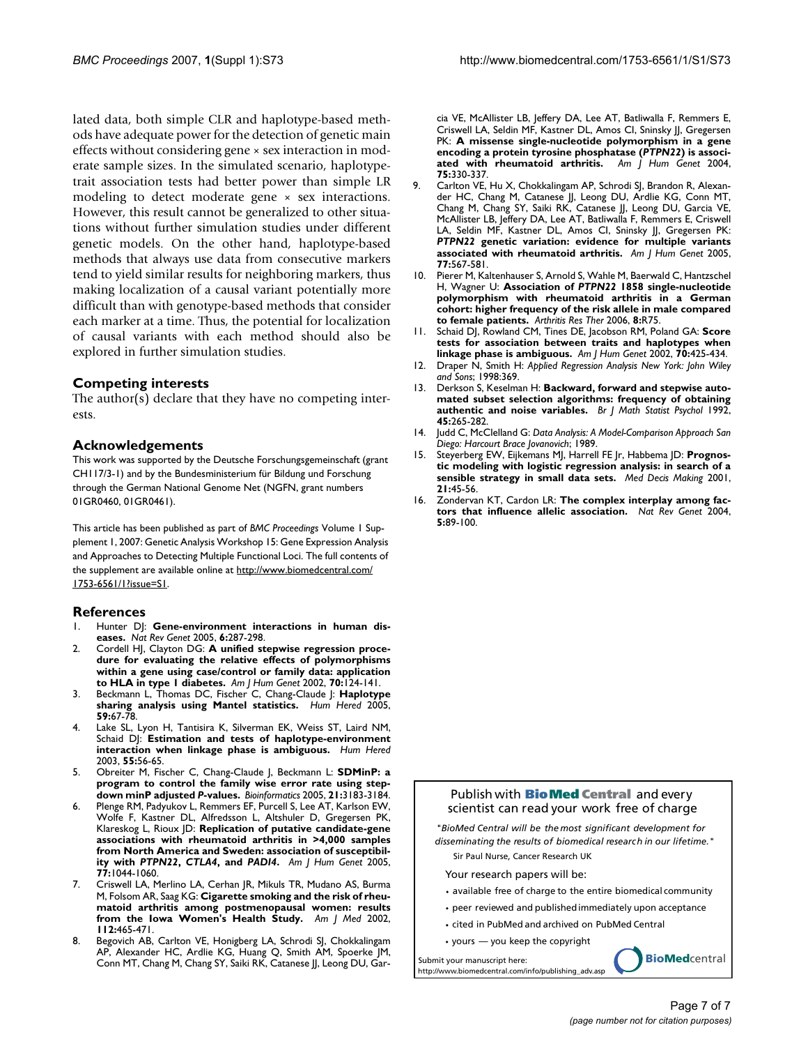lated data, both simple CLR and haplotype-based methods have adequate power for the detection of genetic main effects without considering gene × sex interaction in moderate sample sizes. In the simulated scenario, haplotype-trait association tests had better power than simple LR modeling to detect moderate gene × sex interactions. However, this result cannot be generalized to other situations without further simulation studies under different genetic models. On the other hand, haplotype-based methods that always use data from consecutive markers tend to yield similar results for neighboring markers, thus making localization of a causal variant potentially more difficult than with genotype-based methods that consider each marker at a time. Thus, the potential for localization of causal variants with each method should also be explored in further simulation studies.

## Competing interests

The author(s) declare that they have no competing interests.

## Acknowledgements

This work was supported by the Deutsche Forschungsgemeinschaft (grant CH117/3-1) and by the Bundesministerium für Bildung und Forschung through the German National Genome Net (NGFN, grant numbers 01GR0460, 01GR0461).

This article has been published as part of *BMC Proceedings* Volume 1 Supplement 1, 2007: Genetic Analysis Workshop 15: Gene Expression Analysis and Approaches to Detecting Multiple Functional Loci. The full contents of the supplement are available online at http://www.biomedcentral.com/1753-6561/1?issue=S1.

## References

1. Hunter DJ: **Gene-environment interactions in human diseases.** *Nat Rev Genet* 2005, **6:**287-298.
2. Cordell HJ, Clayton DG: **A unified stepwise regression procedure for evaluating the relative effects of polymorphisms within a gene using case/control or family data: application to HLA in type 1 diabetes.** *Am J Hum Genet* 2002, **70:**124-141.
3. Beckmann L, Thomas DC, Fischer C, Chang-Claude J: **Haplotype sharing analysis using Mantel statistics.** *Hum Hered* 2005, **59:**67-78.
4. Lake SL, Lyon H, Tantisira K, Silverman EK, Weiss ST, Laird NM, Schaid DJ: **Estimation and tests of haplotype-environment interaction when linkage phase is ambiguous.** *Hum Hered* 2003, **55:**56-65.
5. Obreiter M, Fischer C, Chang-Claude J, Beckmann L: **SDMinP: a program to control the family wise error rate using step-down minP adjusted *P*-values.** *Bioinformatics* 2005, **21:**3183-3184.
6. Plenge RM, Padyukov L, Remmers EF, Purcell S, Lee AT, Karlson EW, Wolfe F, Kastner DL, Alfredsson L, Altshuler D, Gregersen PK, Klareskog L, Rioux JD: **Replication of putative candidate-gene associations with rheumatoid arthritis in >4,000 samples from North America and Sweden: association of susceptibility with *PTPN22*, *CTLA4*, and *PADI4*.** *Am J Hum Genet* 2005, **77:**1044-1060.
7. Criswell LA, Merlino LA, Cerhan JR, Mikuls TR, Mudano AS, Burma M, Folsom AR, Saag KG: **Cigarette smoking and the risk of rheumatoid arthritis among postmenopausal women: results from the Iowa Women's Health Study.** *Am J Med* 2002, **112:**465-471.
8. Begovich AB, Carlton VE, Honigberg LA, Schrodi SJ, Chokkalingam AP, Alexander HC, Ardlie KG, Huang Q, Smith AM, Spoerke JM, Conn MT, Chang M, Chang SY, Saiki RK, Catanese JJ, Leong DU, Garcia VE, McAllister LB, Jeffery DA, Lee AT, Batliwalla F, Remmers E, Criswell LA, Seldin MF, Kastner DL, Amos CI, Sninsky JJ, Gregersen PK: **A missense single-nucleotide polymorphism in a gene encoding a protein tyrosine phosphatase (*PTPN22*) is associated with rheumatoid arthritis.** *Am J Hum Genet* 2004, **75:**330-337.
9. Carlton VE, Hu X, Chokkalingam AP, Schrodi SJ, Brandon R, Alexander HC, Chang M, Catanese JJ, Leong DU, Ardlie KG, Conn MT, Chang M, Chang SY, Saiki RK, Catanese JJ, Leong DU, Garcia VE, McAllister LB, Jeffery DA, Lee AT, Batliwalla F, Remmers E, Criswell LA, Seldin MF, Kastner DL, Amos CI, Sninsky JJ, Gregersen PK: ***PTPN22* genetic variation: evidence for multiple variants associated with rheumatoid arthritis.** *Am J Hum Genet* 2005, **77:**567-581.
10. Pierer M, Kaltenhauser S, Arnold S, Wahle M, Baerwald C, Hantzschel H, Wagner U: **Association of *PTPN22* 1858 single-nucleotide polymorphism with rheumatoid arthritis in a German cohort: higher frequency of the risk allele in male compared to female patients.** *Arthritis Res Ther* 2006, **8:**R75.
11. Schaid DJ, Rowland CM, Tines DE, Jacobson RM, Poland GA: **Score tests for association between traits and haplotypes when linkage phase is ambiguous.** *Am J Hum Genet* 2002, **70:**425-434.
12. Draper N, Smith H: *Applied Regression Analysis New York: John Wiley and Sons*; 1998:369.
13. Derkson S, Keselman H: **Backward, forward and stepwise automated subset selection algorithms: frequency of obtaining authentic and noise variables.** *Br J Math Statist Psychol* 1992, **45:**265-282.
14. Judd C, McClelland G: *Data Analysis: A Model-Comparison Approach San Diego: Harcourt Brace Jovanovich*; 1989.
15. Steyerberg EW, Eijkemans MJ, Harrell FE Jr, Habbema JD: **Prognostic modeling with logistic regression analysis: in search of a sensible strategy in small data sets.** *Med Decis Making* 2001, **21:**45-56.
16. Zondervan KT, Cardon LR: **The complex interplay among factors that influence allelic association.** *Nat Rev Genet* 2004, **5:**89-100.

Publish with **BioMed Central** and every scientist can read your work free of charge

*"BioMed Central will be the most significant development for disseminating the results of biomedical research in our lifetime."*

Sir Paul Nurse, Cancer Research UK

Your research papers will be:

- available free of charge to the entire biomedical community
- peer reviewed and published immediately upon acceptance
- cited in PubMed and archived on PubMed Central
- yours — you keep the copyright

Submit your manuscript here:
http://www.biomedcentral.com/info/publishing_adv.asp

BioMedcentral